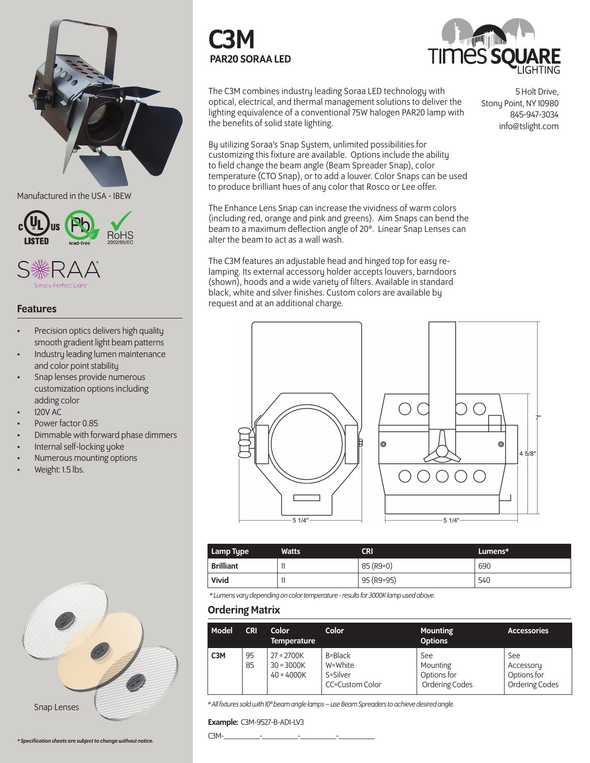# C3M

## PAR20 SORAA LED

Times Square Lighting

5 Holt Drive,
Stony Point, NY 10980
845-947-3034
info@tslight.com

The C3M combines industry leading Soraa LED technology with optical, electrical, and thermal management solutions to deliver the lighting equivalence of a conventional 75W halogen PAR20 lamp with the benefits of solid state lighting.

By utilizing Soraa's Snap System, unlimited possibilities for customizing this fixture are available. Options include the ability to field change the beam angle (Beam Spreader Snap), color temperature (CTO Snap), or to add a louver. Color Snaps can be used to produce brilliant hues of any color that Rosco or Lee offer.

The Enhance Lens Snap can increase the vividness of warm colors (including red, orange and pink and greens). Aim Snaps can bend the beam to a maximum deflection angle of 20°. Linear Snap Lenses can alter the beam to act as a wall wash.

The C3M features an adjustable head and hinged top for easy re-lamping. Its external accessory holder accepts louvers, barndoors (shown), hoods and a wide variety of filters. Available in standard black, white and silver finishes. Custom colors are available by request and at an additional charge.

Manufactured in the USA - IBEW

cULus LISTED · Pb lead-free · RoHS 2002/95/EC

SORAA Simply Perfect Light

## Features

- Precision optics delivers high quality smooth gradient light beam patterns
- Industry leading lumen maintenance and color point stability
- Snap lenses provide numerous customization options including adding color
- 120V AC
- Power factor 0.85
- Dimmable with forward phase dimmers
- Internal self-locking yoke
- Numerous mounting options
- Weight: 1.5 lbs.

5 1/4" · 5 1/4" · 7" · 4 5/8"

| Lamp Type | Watts | CRI | Lumens* |
|---|---|---|---|
| **Brilliant** | 11 | 85 (R9=0) | 690 |
| **Vivid** | 11 | 95 (R9=95) | 540 |

*\* Lumens vary depending on color temperature - results for 3000K lamp used above.*

## Ordering Matrix

| Model | CRI | Color Temperature | Color | Mounting Options | Accessories |
|---|---|---|---|---|---|
| **C3M** | 95<br>85 | 27 = 2700K<br>30 = 3000K<br>40 = 4000K | B=Black<br>W=White<br>S=Silver<br>CC=Custom Color | See Mounting Options for Ordering Codes | See Accessory Options for Ordering Codes |

*\* All fixtures sold with 10° beam angle lamps – use Beam Spreaders to achieve desired angle.*

**Example:** C3M-9527-B-ADI-LV3

C3M-__________-__________-__________-__________

Snap Lenses

*\* Specification sheets are subject to change without notice.*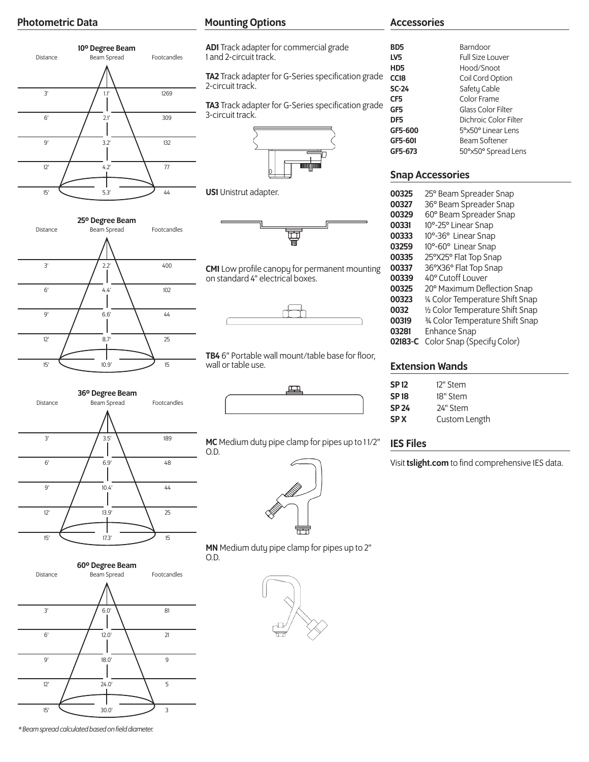## Photometric Data

**10° Degree Beam**

Distance | Beam Spread | Footcandles
3' 1.1' 1269
6' 2.1' 309
9' 3.2' 132
12' 4.2' 77
15' 5.3' 44

**25° Degree Beam**

Distance | Beam Spread | Footcandles
3' 2.2' 400
6' 4.4' 102
9' 6.6' 44
12' 8.7' 25
15' 10.9' 15

**36° Degree Beam**

Distance | Beam Spread | Footcandles
3' 3.5' 189
6' 6.9' 48
9' 10.4' 44
12' 13.9' 25
15' 17.3' 15

**60° Degree Beam**

Distance | Beam Spread | Footcandles
3' 6.0' 81
6' 12.0' 21
9' 18.0' 9
12' 24.0' 5
15' 30.0' 3

*\*Beam spread calculated based on field diameter.*

## Mounting Options

**AD1** Track adapter for commercial grade 1 and 2-circuit track.

**TA2** Track adapter for G-Series specification grade 2-circuit track.

**TA3** Track adapter for G-Series specification grade 3-circuit track.

**US1** Unistrut adapter.

**CM1** Low profile canopy for permanent mounting on standard 4" electrical boxes.

**TB4** 6" Portable wall mount/table base for floor, wall or table use.

**MC** Medium duty pipe clamp for pipes up to 1 1/2" O.D.

**MN** Medium duty pipe clamp for pipes up to 2" O.D.

## Accessories

| | |
|---|---|
| **BD5** | Barndoor |
| **LV5** | Full Size Louver |
| **HD5** | Hood/Snoot |
| **CC18** | Coil Cord Option |
| **SC-24** | Safety Cable |
| **CF5** | Color Frame |
| **GF5** | Glass Color Filter |
| **DF5** | Dichroic Color Filter |
| **GF5-600** | 5°x50° Linear Lens |
| **GF5-601** | Beam Softener |
| **GF5-673** | 50°x50° Spread Lens |

## Snap Accessories

| | |
|---|---|
| **00325** | 25° Beam Spreader Snap |
| **00327** | 36° Beam Spreader Snap |
| **00329** | 60° Beam Spreader Snap |
| **00331** | 10°-25° Linear Snap |
| **00333** | 10°-36° Linear Snap |
| **03259** | 10°-60° Linear Snap |
| **00335** | 25°X25° Flat Top Snap |
| **00337** | 36°X36° Flat Top Snap |
| **00339** | 40° Cutoff Louver |
| **00325** | 20° Maximum Deflection Snap |
| **00323** | ¼ Color Temperature Shift Snap |
| **0032** | ½ Color Temperature Shift Snap |
| **00319** | ¾ Color Temperature Shift Snap |
| **03281** | Enhance Snap |
| **02183-C** | Color Snap (Specify Color) |

## Extension Wands

| | |
|---|---|
| **SP 12** | 12" Stem |
| **SP 18** | 18" Stem |
| **SP 24** | 24" Stem |
| **SP X** | Custom Length |

## IES Files

Visit **tslight.com** to find comprehensive IES data.